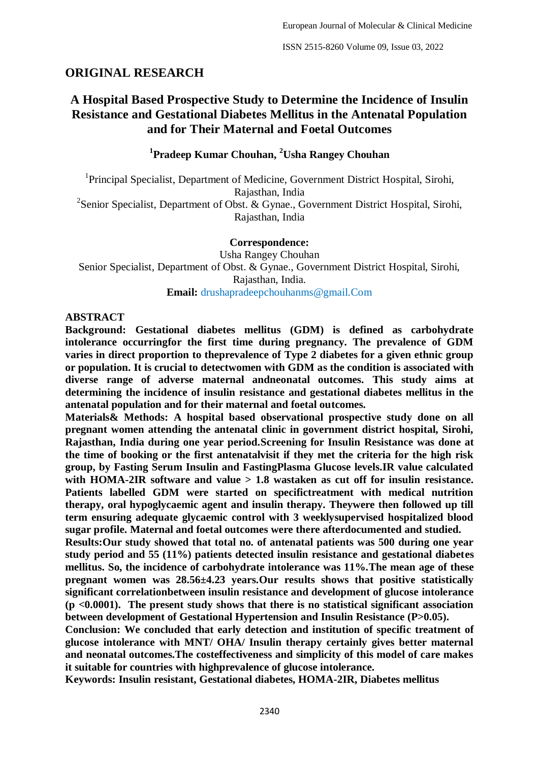## ORIGINAL RESEARCH

# A Hospital Based Prospective Study to Determine the Incidence of Insulin Resistance and Gestational Diabetes Mellitus in the Antenatal Population and for Their Maternal and Foetal Outcomes

**[1]Pradeep Kumar Chouhan, [2]Usha Rangey Chouhan**

[1]Principal Specialist, Department of Medicine, Government District Hospital, Sirohi, Rajasthan, India

[2]Senior Specialist, Department of Obst. & Gynae., Government District Hospital, Sirohi, Rajasthan, India

**Correspondence:**

Usha Rangey Chouhan

Senior Specialist, Department of Obst. & Gynae., Government District Hospital, Sirohi, Rajasthan, India.

**Email:** drushapradeepchouhanms@gmail.Com

## ABSTRACT

**Background: Gestational diabetes mellitus (GDM) is defined as carbohydrate intolerance occurringfor the first time during pregnancy. The prevalence of GDM varies in direct proportion to theprevalence of Type 2 diabetes for a given ethnic group or population. It is crucial to detectwomen with GDM as the condition is associated with diverse range of adverse maternal andneonatal outcomes. This study aims at determining the incidence of insulin resistance and gestational diabetes mellitus in the antenatal population and for their maternal and foetal outcomes.**

**Materials& Methods: A hospital based observational prospective study done on all pregnant women attending the antenatal clinic in government district hospital, Sirohi, Rajasthan, India during one year period.Screening for Insulin Resistance was done at the time of booking or the first antenatalvisit if they met the criteria for the high risk group, by Fasting Serum Insulin and FastingPlasma Glucose levels.IR value calculated with HOMA-2IR software and value > 1.8 wastaken as cut off for insulin resistance. Patients labelled GDM were started on specifictreatment with medical nutrition therapy, oral hypoglycaemic agent and insulin therapy. Theywere then followed up till term ensuring adequate glycaemic control with 3 weeklysupervised hospitalized blood sugar profile. Maternal and foetal outcomes were there afterdocumented and studied.**

**Results:Our study showed that total no. of antenatal patients was 500 during one year study period and 55 (11%) patients detected insulin resistance and gestational diabetes mellitus. So, the incidence of carbohydrate intolerance was 11%.The mean age of these pregnant women was 28.56±4.23 years.Our results shows that positive statistically significant correlationbetween insulin resistance and development of glucose intolerance ($p < 0.0001$). The present study shows that there is no statistical significant association between development of Gestational Hypertension and Insulin Resistance ($P > 0.05$).**

**Conclusion: We concluded that early detection and institution of specific treatment of glucose intolerance with MNT/ OHA/ Insulin therapy certainly gives better maternal and neonatal outcomes.The costeffectiveness and simplicity of this model of care makes it suitable for countries with highprevalence of glucose intolerance.**

**Keywords: Insulin resistant, Gestational diabetes, HOMA-2IR, Diabetes mellitus**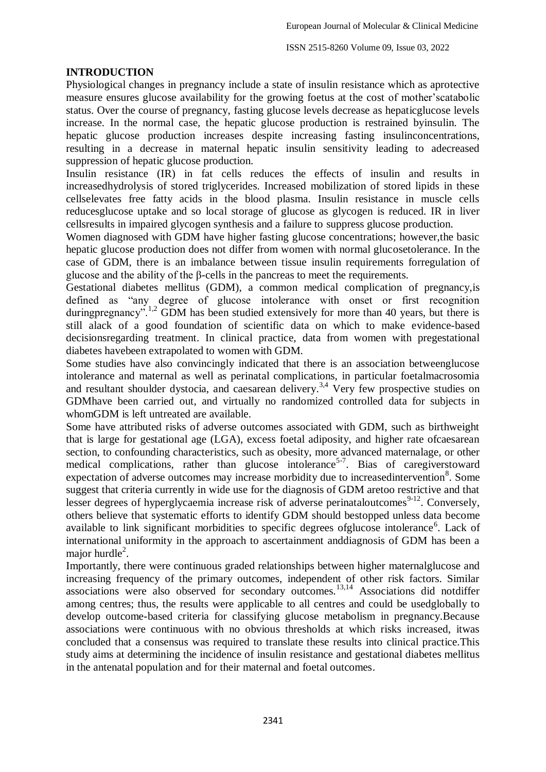## INTRODUCTION

Physiological changes in pregnancy include a state of insulin resistance which as aprotective measure ensures glucose availability for the growing foetus at the cost of mother'scatabolic status. Over the course of pregnancy, fasting glucose levels decrease as hepaticglucose levels increase. In the normal case, the hepatic glucose production is restrained byinsulin. The hepatic glucose production increases despite increasing fasting insulinconcentrations, resulting in a decrease in maternal hepatic insulin sensitivity leading to adecreased suppression of hepatic glucose production.

Insulin resistance (IR) in fat cells reduces the effects of insulin and results in increasedhydrolysis of stored triglycerides. Increased mobilization of stored lipids in these cellselevates free fatty acids in the blood plasma. Insulin resistance in muscle cells reducesglucose uptake and so local storage of glucose as glycogen is reduced. IR in liver cellsresults in impaired glycogen synthesis and a failure to suppress glucose production.

Women diagnosed with GDM have higher fasting glucose concentrations; however,the basic hepatic glucose production does not differ from women with normal glucosetolerance. In the case of GDM, there is an imbalance between tissue insulin requirements forregulation of glucose and the ability of the β-cells in the pancreas to meet the requirements.

Gestational diabetes mellitus (GDM), a common medical complication of pregnancy,is defined as "any degree of glucose intolerance with onset or first recognition duringpregnancy".[1,2] GDM has been studied extensively for more than 40 years, but there is still alack of a good foundation of scientific data on which to make evidence-based decisionsregarding treatment. In clinical practice, data from women with pregestational diabetes havebeen extrapolated to women with GDM.

Some studies have also convincingly indicated that there is an association betweenglucose intolerance and maternal as well as perinatal complications, in particular foetalmacrosomia and resultant shoulder dystocia, and caesarean delivery.[3,4] Very few prospective studies on GDMhave been carried out, and virtually no randomized controlled data for subjects in whomGDM is left untreated are available.

Some have attributed risks of adverse outcomes associated with GDM, such as birthweight that is large for gestational age (LGA), excess foetal adiposity, and higher rate ofcaesarean section, to confounding characteristics, such as obesity, more advanced maternalage, or other medical complications, rather than glucose intolerance[5-7]. Bias of caregiverstoward expectation of adverse outcomes may increase morbidity due to increasedintervention[8]. Some suggest that criteria currently in wide use for the diagnosis of GDM aretoo restrictive and that lesser degrees of hyperglycaemia increase risk of adverse perinataloutcomes[9-12]. Conversely, others believe that systematic efforts to identify GDM should bestopped unless data become available to link significant morbidities to specific degrees ofglucose intolerance[6]. Lack of international uniformity in the approach to ascertainment anddiagnosis of GDM has been a major hurdle[2].

Importantly, there were continuous graded relationships between higher maternalglucose and increasing frequency of the primary outcomes, independent of other risk factors. Similar associations were also observed for secondary outcomes.[13,14] Associations did notdiffer among centres; thus, the results were applicable to all centres and could be usedglobally to develop outcome-based criteria for classifying glucose metabolism in pregnancy.Because associations were continuous with no obvious thresholds at which risks increased, itwas concluded that a consensus was required to translate these results into clinical practice.This study aims at determining the incidence of insulin resistance and gestational diabetes mellitus in the antenatal population and for their maternal and foetal outcomes.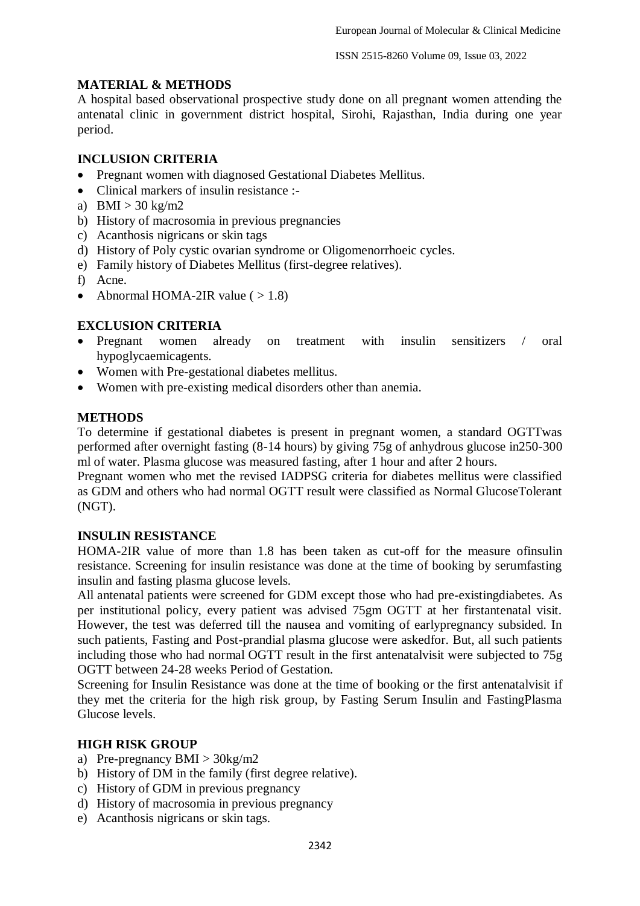## MATERIAL & METHODS

A hospital based observational prospective study done on all pregnant women attending the antenatal clinic in government district hospital, Sirohi, Rajasthan, India during one year period.

## INCLUSION CRITERIA

- Pregnant women with diagnosed Gestational Diabetes Mellitus.
- Clinical markers of insulin resistance :-

a) BMI > 30 kg/m2
b) History of macrosomia in previous pregnancies
c) Acanthosis nigricans or skin tags
d) History of Poly cystic ovarian syndrome or Oligomenorrhoeic cycles.
e) Family history of Diabetes Mellitus (first-degree relatives).
f) Acne.

- Abnormal HOMA-2IR value ( > 1.8)

## EXCLUSION CRITERIA

- Pregnant women already on treatment with insulin sensitizers / oral hypoglycaemicagents.
- Women with Pre-gestational diabetes mellitus.
- Women with pre-existing medical disorders other than anemia.

## METHODS

To determine if gestational diabetes is present in pregnant women, a standard OGTTwas performed after overnight fasting (8-14 hours) by giving 75g of anhydrous glucose in250-300 ml of water. Plasma glucose was measured fasting, after 1 hour and after 2 hours.

Pregnant women who met the revised IADPSG criteria for diabetes mellitus were classified as GDM and others who had normal OGTT result were classified as Normal GlucoseTolerant (NGT).

## INSULIN RESISTANCE

HOMA-2IR value of more than 1.8 has been taken as cut-off for the measure ofinsulin resistance. Screening for insulin resistance was done at the time of booking by serumfasting insulin and fasting plasma glucose levels.

All antenatal patients were screened for GDM except those who had pre-existingdiabetes. As per institutional policy, every patient was advised 75gm OGTT at her firstantenatal visit. However, the test was deferred till the nausea and vomiting of earlypregnancy subsided. In such patients, Fasting and Post-prandial plasma glucose were askedfor. But, all such patients including those who had normal OGTT result in the first antenatalvisit were subjected to 75g OGTT between 24-28 weeks Period of Gestation.

Screening for Insulin Resistance was done at the time of booking or the first antenatalvisit if they met the criteria for the high risk group, by Fasting Serum Insulin and FastingPlasma Glucose levels.

## HIGH RISK GROUP

a) Pre-pregnancy BMI > 30kg/m2
b) History of DM in the family (first degree relative).
c) History of GDM in previous pregnancy
d) History of macrosomia in previous pregnancy
e) Acanthosis nigricans or skin tags.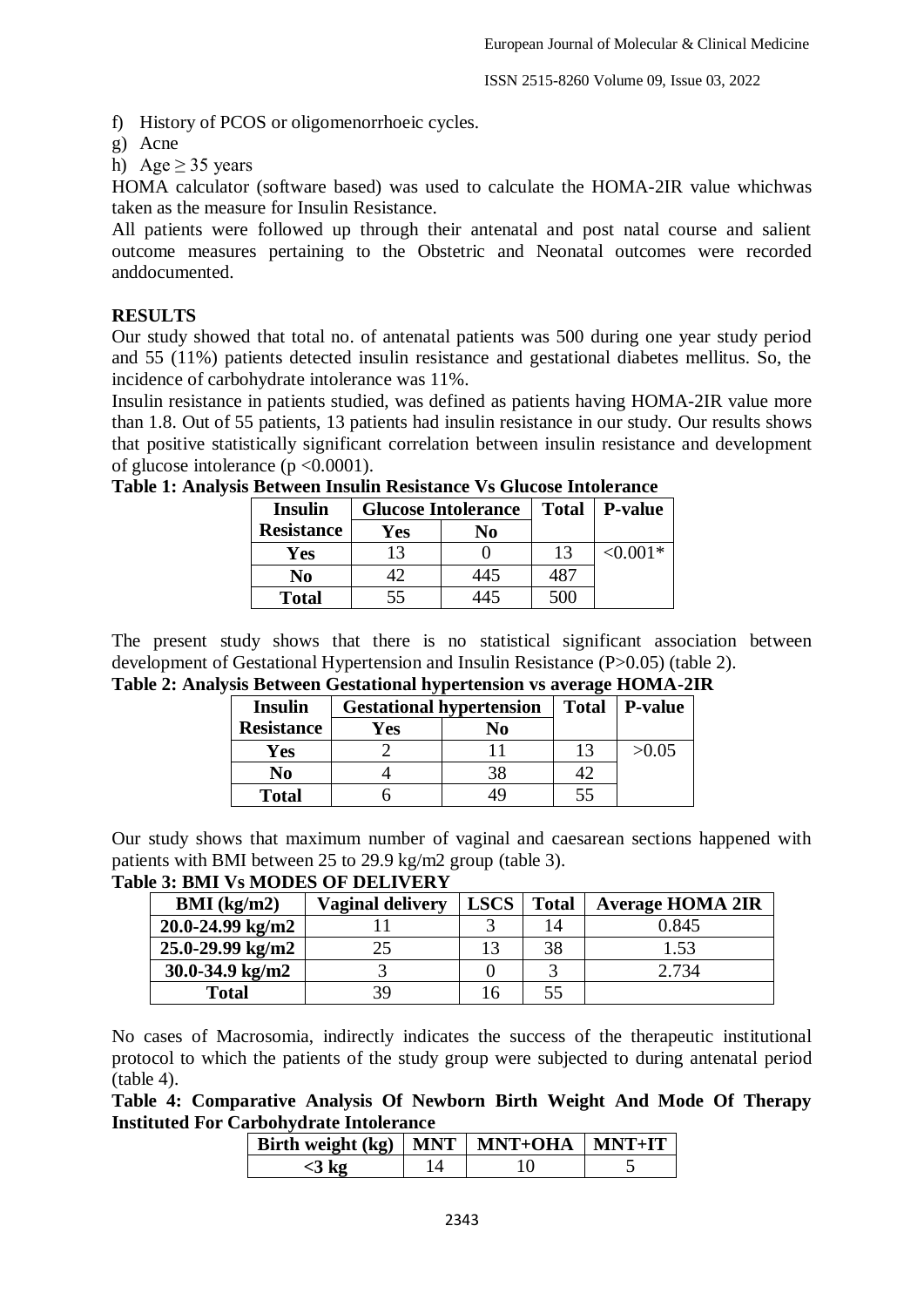f) History of PCOS or oligomenorrhoeic cycles.
g) Acne
h) Age ≥ 35 years

HOMA calculator (software based) was used to calculate the HOMA-2IR value whichwas taken as the measure for Insulin Resistance.

All patients were followed up through their antenatal and post natal course and salient outcome measures pertaining to the Obstetric and Neonatal outcomes were recorded anddocumented.

## RESULTS

Our study showed that total no. of antenatal patients was 500 during one year study period and 55 (11%) patients detected insulin resistance and gestational diabetes mellitus. So, the incidence of carbohydrate intolerance was 11%.

Insulin resistance in patients studied, was defined as patients having HOMA-2IR value more than 1.8. Out of 55 patients, 13 patients had insulin resistance in our study. Our results shows that positive statistically significant correlation between insulin resistance and development of glucose intolerance ($p < 0.0001$).

**Table 1: Analysis Between Insulin Resistance Vs Glucose Intolerance**

| Insulin Resistance | Glucose Intolerance | | Total | P-value |
|---|---|---|---|---|
| | Yes | No | | |
| Yes | 13 | 0 | 13 | <0.001* |
| No | 42 | 445 | 487 | |
| Total | 55 | 445 | 500 | |

The present study shows that there is no statistical significant association between development of Gestational Hypertension and Insulin Resistance (P>0.05) (table 2).

**Table 2: Analysis Between Gestational hypertension vs average HOMA-2IR**

| Insulin Resistance | Gestational hypertension | | Total | P-value |
|---|---|---|---|---|
| | Yes | No | | |
| Yes | 2 | 11 | 13 | >0.05 |
| No | 4 | 38 | 42 | |
| Total | 6 | 49 | 55 | |

Our study shows that maximum number of vaginal and caesarean sections happened with patients with BMI between 25 to 29.9 kg/m2 group (table 3).

**Table 3: BMI Vs MODES OF DELIVERY**

| BMI (kg/m2) | Vaginal delivery | LSCS | Total | Average HOMA 2IR |
|---|---|---|---|---|
| 20.0-24.99 kg/m2 | 11 | 3 | 14 | 0.845 |
| 25.0-29.99 kg/m2 | 25 | 13 | 38 | 1.53 |
| 30.0-34.9 kg/m2 | 3 | 0 | 3 | 2.734 |
| Total | 39 | 16 | 55 | |

No cases of Macrosomia, indirectly indicates the success of the therapeutic institutional protocol to which the patients of the study group were subjected to during antenatal period (table 4).

**Table 4: Comparative Analysis Of Newborn Birth Weight And Mode Of Therapy Instituted For Carbohydrate Intolerance**

| Birth weight (kg) | MNT | MNT+OHA | MNT+IT |
|---|---|---|---|
| <3 kg | 14 | 10 | 5 |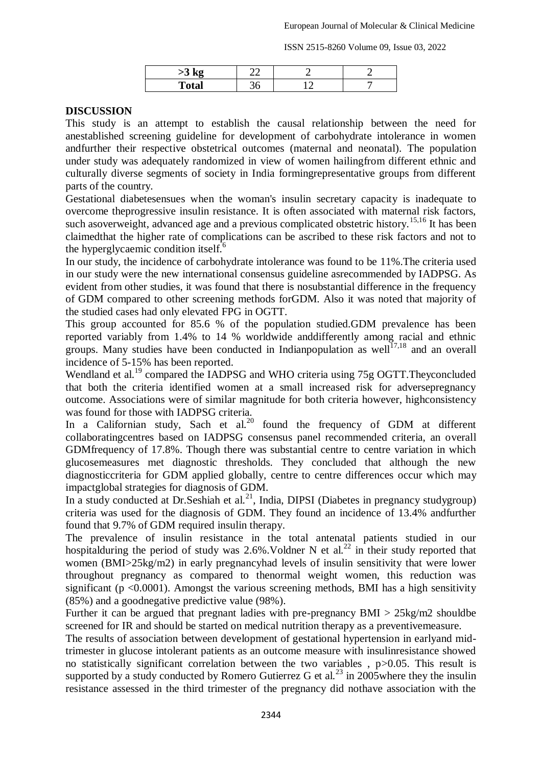| >3 kg | 22 | 2 | 2 |
| --- | --- | --- | --- |
| **Total** | 36 | 12 | 7 |

## DISCUSSION

This study is an attempt to establish the causal relationship between the need for anestablished screening guideline for development of carbohydrate intolerance in women andfurther their respective obstetrical outcomes (maternal and neonatal). The population under study was adequately randomized in view of women hailingfrom different ethnic and culturally diverse segments of society in India formingrepresentative groups from different parts of the country.

Gestational diabetesensues when the woman's insulin secretary capacity is inadequate to overcome theprogressive insulin resistance. It is often associated with maternal risk factors, such asoverweight, advanced age and a previous complicated obstetric history.[15,16] It has been claimedthat the higher rate of complications can be ascribed to these risk factors and not to the hyperglycaemic condition itself.[6]

In our study, the incidence of carbohydrate intolerance was found to be 11%.The criteria used in our study were the new international consensus guideline asrecommended by IADPSG. As evident from other studies, it was found that there is nosubstantial difference in the frequency of GDM compared to other screening methods forGDM. Also it was noted that majority of the studied cases had only elevated FPG in OGTT.

This group accounted for 85.6 % of the population studied.GDM prevalence has been reported variably from 1.4% to 14 % worldwide anddifferently among racial and ethnic groups. Many studies have been conducted in Indianpopulation as well[17,18] and an overall incidence of 5-15% has been reported.

Wendland et al.[19] compared the IADPSG and WHO criteria using 75g OGTT.Theyconcluded that both the criteria identified women at a small increased risk for adversepregnancy outcome. Associations were of similar magnitude for both criteria however, highconsistency was found for those with IADPSG criteria.

In a Californian study, Sach et al.[20] found the frequency of GDM at different collaboratingcentres based on IADPSG consensus panel recommended criteria, an overall GDMfrequency of 17.8%. Though there was substantial centre to centre variation in which glucosemeasures met diagnostic thresholds. They concluded that although the new diagnosticcriteria for GDM applied globally, centre to centre differences occur which may impactglobal strategies for diagnosis of GDM.

In a study conducted at Dr.Seshiah et al.[21], India, DIPSI (Diabetes in pregnancy studygroup) criteria was used for the diagnosis of GDM. They found an incidence of 13.4% andfurther found that 9.7% of GDM required insulin therapy.

The prevalence of insulin resistance in the total antenatal patients studied in our hospitalduring the period of study was 2.6%.Voldner N et al.[22] in their study reported that women (BMI>25kg/m2) in early pregnancyhad levels of insulin sensitivity that were lower throughout pregnancy as compared to thenormal weight women, this reduction was significant ($p < 0.0001$). Amongst the various screening methods, BMI has a high sensitivity (85%) and a goodnegative predictive value (98%).

Further it can be argued that pregnant ladies with pre-pregnancy BMI > 25kg/m2 shouldbe screened for IR and should be started on medical nutrition therapy as a preventivemeasure.

The results of association between development of gestational hypertension in earlyand mid-trimester in glucose intolerant patients as an outcome measure with insulinresistance showed no statistically significant correlation between the two variables , $p > 0.05$. This result is supported by a study conducted by Romero Gutierrez G et al.[23] in 2005where they the insulin resistance assessed in the third trimester of the pregnancy did nothave association with the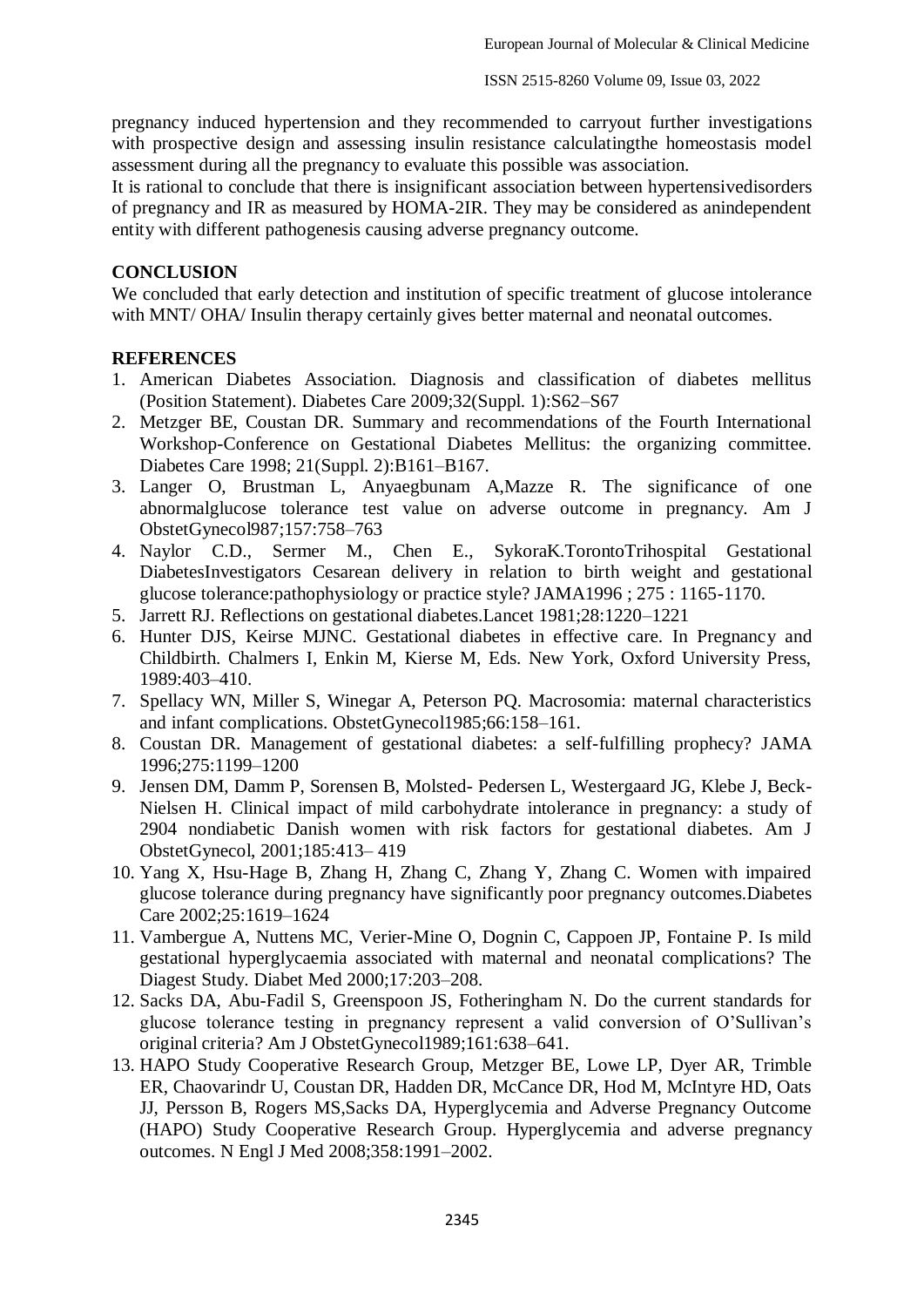pregnancy induced hypertension and they recommended to carryout further investigations with prospective design and assessing insulin resistance calculatingthe homeostasis model assessment during all the pregnancy to evaluate this possible was association.

It is rational to conclude that there is insignificant association between hypertensivedisorders of pregnancy and IR as measured by HOMA-2IR. They may be considered as anindependent entity with different pathogenesis causing adverse pregnancy outcome.

## CONCLUSION

We concluded that early detection and institution of specific treatment of glucose intolerance with MNT/ OHA/ Insulin therapy certainly gives better maternal and neonatal outcomes.

## REFERENCES

1. American Diabetes Association. Diagnosis and classification of diabetes mellitus (Position Statement). Diabetes Care 2009;32(Suppl. 1):S62–S67
2. Metzger BE, Coustan DR. Summary and recommendations of the Fourth International Workshop-Conference on Gestational Diabetes Mellitus: the organizing committee. Diabetes Care 1998; 21(Suppl. 2):B161–B167.
3. Langer O, Brustman L, Anyaegbunam A,Mazze R. The significance of one abnormalglucose tolerance test value on adverse outcome in pregnancy. Am J ObstetGynecol987;157:758–763
4. Naylor C.D., Sermer M., Chen E., SykoraK.TorontoTrihospital Gestational DiabetesInvestigators Cesarean delivery in relation to birth weight and gestational glucose tolerance:pathophysiology or practice style? JAMA1996 ; 275 : 1165-1170.
5. Jarrett RJ. Reflections on gestational diabetes.Lancet 1981;28:1220–1221
6. Hunter DJS, Keirse MJNC. Gestational diabetes in effective care. In Pregnancy and Childbirth. Chalmers I, Enkin M, Kierse M, Eds. New York, Oxford University Press, 1989:403–410.
7. Spellacy WN, Miller S, Winegar A, Peterson PQ. Macrosomia: maternal characteristics and infant complications. ObstetGynecol1985;66:158–161.
8. Coustan DR. Management of gestational diabetes: a self-fulfilling prophecy? JAMA 1996;275:1199–1200
9. Jensen DM, Damm P, Sorensen B, Molsted- Pedersen L, Westergaard JG, Klebe J, Beck-Nielsen H. Clinical impact of mild carbohydrate intolerance in pregnancy: a study of 2904 nondiabetic Danish women with risk factors for gestational diabetes. Am J ObstetGynecol, 2001;185:413– 419
10. Yang X, Hsu-Hage B, Zhang H, Zhang C, Zhang Y, Zhang C. Women with impaired glucose tolerance during pregnancy have significantly poor pregnancy outcomes.Diabetes Care 2002;25:1619–1624
11. Vambergue A, Nuttens MC, Verier-Mine O, Dognin C, Cappoen JP, Fontaine P. Is mild gestational hyperglycaemia associated with maternal and neonatal complications? The Diagest Study. Diabet Med 2000;17:203–208.
12. Sacks DA, Abu-Fadil S, Greenspoon JS, Fotheringham N. Do the current standards for glucose tolerance testing in pregnancy represent a valid conversion of O'Sullivan's original criteria? Am J ObstetGynecol1989;161:638–641.
13. HAPO Study Cooperative Research Group, Metzger BE, Lowe LP, Dyer AR, Trimble ER, Chaovarindr U, Coustan DR, Hadden DR, McCance DR, Hod M, McIntyre HD, Oats JJ, Persson B, Rogers MS,Sacks DA, Hyperglycemia and Adverse Pregnancy Outcome (HAPO) Study Cooperative Research Group. Hyperglycemia and adverse pregnancy outcomes. N Engl J Med 2008;358:1991–2002.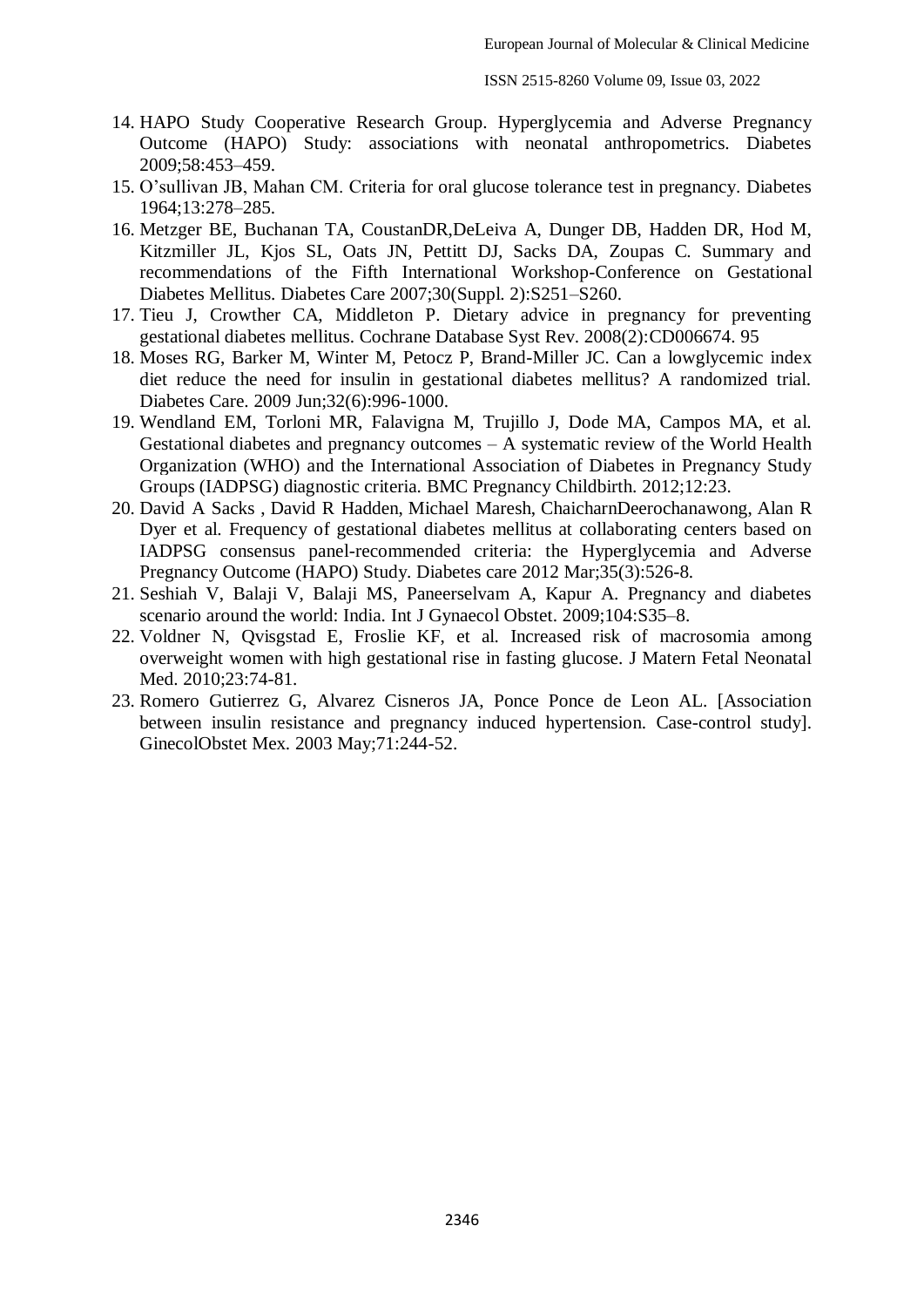14. HAPO Study Cooperative Research Group. Hyperglycemia and Adverse Pregnancy Outcome (HAPO) Study: associations with neonatal anthropometrics. Diabetes 2009;58:453–459.
15. O'sullivan JB, Mahan CM. Criteria for oral glucose tolerance test in pregnancy. Diabetes 1964;13:278–285.
16. Metzger BE, Buchanan TA, CoustanDR,DeLeiva A, Dunger DB, Hadden DR, Hod M, Kitzmiller JL, Kjos SL, Oats JN, Pettitt DJ, Sacks DA, Zoupas C. Summary and recommendations of the Fifth International Workshop-Conference on Gestational Diabetes Mellitus. Diabetes Care 2007;30(Suppl. 2):S251–S260.
17. Tieu J, Crowther CA, Middleton P. Dietary advice in pregnancy for preventing gestational diabetes mellitus. Cochrane Database Syst Rev. 2008(2):CD006674. 95
18. Moses RG, Barker M, Winter M, Petocz P, Brand-Miller JC. Can a lowglycemic index diet reduce the need for insulin in gestational diabetes mellitus? A randomized trial. Diabetes Care. 2009 Jun;32(6):996-1000.
19. Wendland EM, Torloni MR, Falavigna M, Trujillo J, Dode MA, Campos MA, et al. Gestational diabetes and pregnancy outcomes – A systematic review of the World Health Organization (WHO) and the International Association of Diabetes in Pregnancy Study Groups (IADPSG) diagnostic criteria. BMC Pregnancy Childbirth. 2012;12:23.
20. David A Sacks , David R Hadden, Michael Maresh, ChaicharnDeerochanawong, Alan R Dyer et al. Frequency of gestational diabetes mellitus at collaborating centers based on IADPSG consensus panel-recommended criteria: the Hyperglycemia and Adverse Pregnancy Outcome (HAPO) Study. Diabetes care 2012 Mar;35(3):526-8.
21. Seshiah V, Balaji V, Balaji MS, Paneerselvam A, Kapur A. Pregnancy and diabetes scenario around the world: India. Int J Gynaecol Obstet. 2009;104:S35–8.
22. Voldner N, Qvisgstad E, Froslie KF, et al. Increased risk of macrosomia among overweight women with high gestational rise in fasting glucose. J Matern Fetal Neonatal Med. 2010;23:74-81.
23. Romero Gutierrez G, Alvarez Cisneros JA, Ponce Ponce de Leon AL. [Association between insulin resistance and pregnancy induced hypertension. Case-control study]. GinecolObstet Mex. 2003 May;71:244-52.